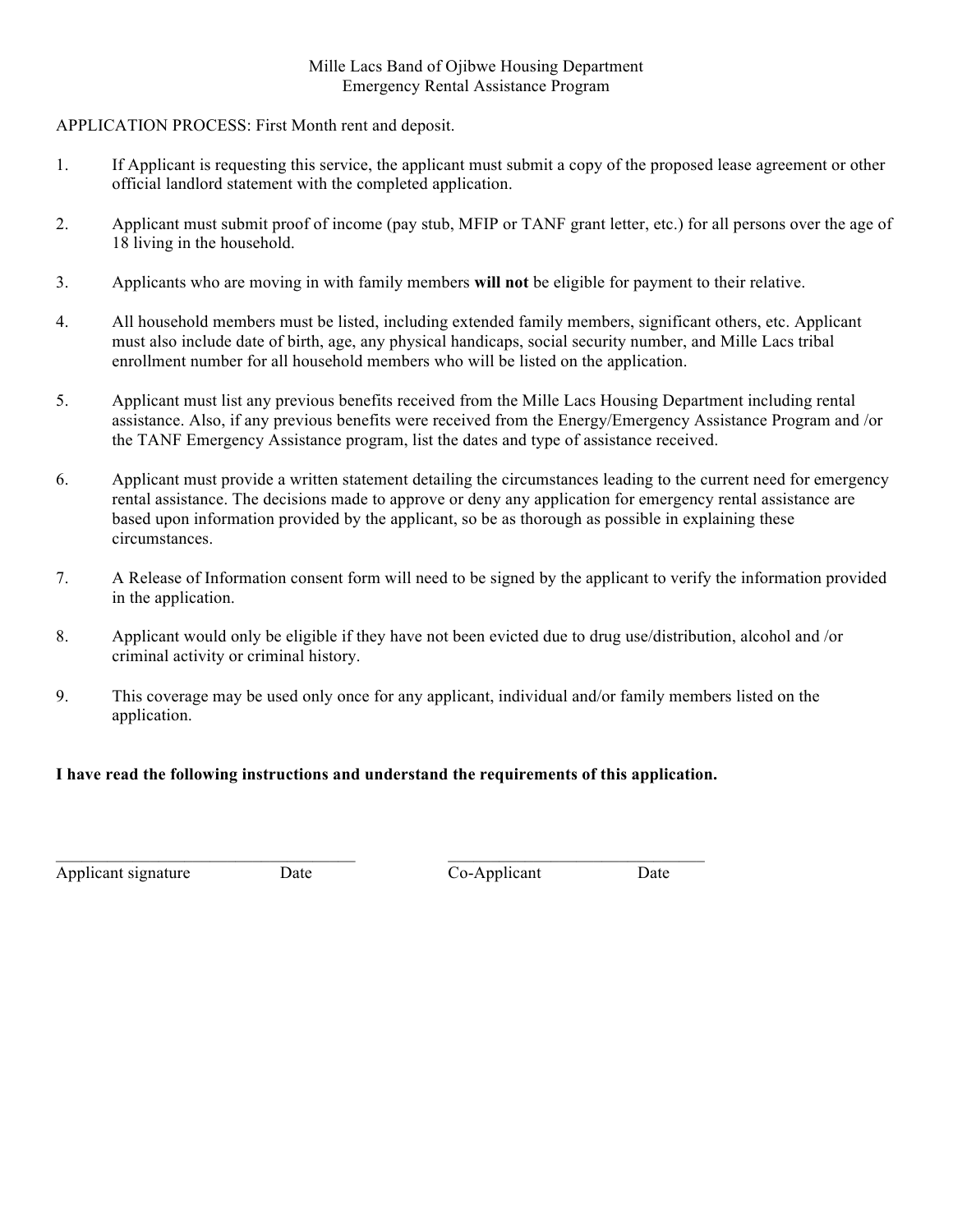Mille Lacs Band of Ojibwe Housing Department
Emergency Rental Assistance Program

APPLICATION PROCESS: First Month rent and deposit.

1. If Applicant is requesting this service, the applicant must submit a copy of the proposed lease agreement or other official landlord statement with the completed application.

2. Applicant must submit proof of income (pay stub, MFIP or TANF grant letter, etc.) for all persons over the age of 18 living in the household.

3. Applicants who are moving in with family members **will not** be eligible for payment to their relative.

4. All household members must be listed, including extended family members, significant others, etc. Applicant must also include date of birth, age, any physical handicaps, social security number, and Mille Lacs tribal enrollment number for all household members who will be listed on the application.

5. Applicant must list any previous benefits received from the Mille Lacs Housing Department including rental assistance. Also, if any previous benefits were received from the Energy/Emergency Assistance Program and /or the TANF Emergency Assistance program, list the dates and type of assistance received.

6. Applicant must provide a written statement detailing the circumstances leading to the current need for emergency rental assistance. The decisions made to approve or deny any application for emergency rental assistance are based upon information provided by the applicant, so be as thorough as possible in explaining these circumstances.

7. A Release of Information consent form will need to be signed by the applicant to verify the information provided in the application.

8. Applicant would only be eligible if they have not been evicted due to drug use/distribution, alcohol and /or criminal activity or criminal history.

9. This coverage may be used only once for any applicant, individual and/or family members listed on the application.

**I have read the following instructions and understand the requirements of this application.**

\_\_\_\_\_\_\_\_\_\_\_\_\_\_\_\_\_\_\_\_\_\_\_\_\_\_\_\_\_\_\_\_\_\_\_\_
Applicant signature Date

\_\_\_\_\_\_\_\_\_\_\_\_\_\_\_\_\_\_\_\_\_\_\_\_\_\_\_\_\_\_\_\_
Co-Applicant Date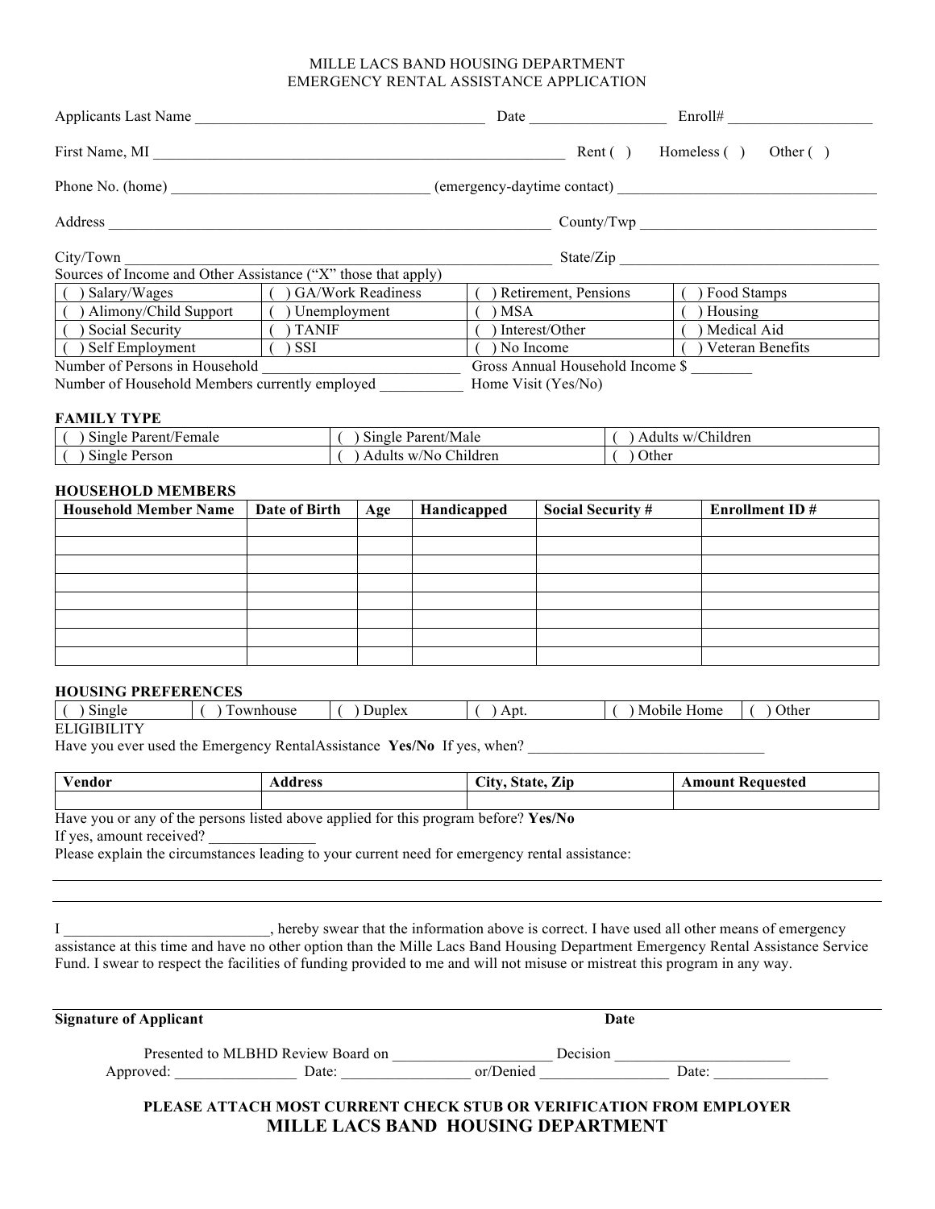MILLE LACS BAND HOUSING DEPARTMENT
EMERGENCY RENTAL ASSISTANCE APPLICATION

Applicants Last Name ______________________________________ Date __________________ Enroll# ___________________

First Name, MI ________________________________________________________ Rent ( ) Homeless ( ) Other ( )

Phone No. (home) _________________________________ (emergency-daytime contact) _________________________________

Address __________________________________________________________ County/Twp _______________________________

City/Town _________________________________________________________ State/Zip __________________________________

Sources of Income and Other Assistance ("X" those that apply)

| | | | |
|---|---|---|---|
| ( ) Salary/Wages | ( ) GA/Work Readiness | ( ) Retirement, Pensions | ( ) Food Stamps |
| ( ) Alimony/Child Support | ( ) Unemployment | ( ) MSA | ( ) Housing |
| ( ) Social Security | ( ) TANIF | ( ) Interest/Other | ( ) Medical Aid |
| ( ) Self Employment | ( ) SSI | ( ) No Income | ( ) Veteran Benefits |

Number of Persons in Household ___________________________ Gross Annual Household Income $ ________

Number of Household Members currently employed ___________ Home Visit (Yes/No)

**FAMILY TYPE**

| | | |
|---|---|---|
| ( ) Single Parent/Female | ( ) Single Parent/Male | ( ) Adults w/Children |
| ( ) Single Person | ( ) Adults w/No Children | ( ) Other |

**HOUSEHOLD MEMBERS**

| Household Member Name | Date of Birth | Age | Handicapped | Social Security # | Enrollment ID # |
|---|---|---|---|---|---|
| | | | | | |
| | | | | | |
| | | | | | |
| | | | | | |
| | | | | | |
| | | | | | |
| | | | | | |
| | | | | | |

**HOUSING PREFERENCES**

| | | | | | |
|---|---|---|---|---|---|
| ( ) Single | ( ) Townhouse | ( ) Duplex | ( ) Apt. | ( ) Mobile Home | ( ) Other |

ELIGIBILITY

Have you ever used the Emergency RentalAssistance **Yes/No** If yes, when? _______________________________

| Vendor | Address | City, State, Zip | Amount Requested |
|---|---|---|---|
| | | | |

Have you or any of the persons listed above applied for this program before? **Yes/No**

If yes, amount received? ______________

Please explain the circumstances leading to your current need for emergency rental assistance:

_____________________________________________________________________________________________

_____________________________________________________________________________________________

I __________________________, hereby swear that the information above is correct. I have used all other means of emergency assistance at this time and have no other option than the Mille Lacs Band Housing Department Emergency Rental Assistance Service Fund. I swear to respect the facilities of funding provided to me and will not misuse or mistreat this program in any way.

_____________________________________________________________________________________________

**Signature of Applicant** **Date**

Presented to MLBHD Review Board on ____________________ Decision ______________________

Approved: ________________ Date: ________________ or/Denied ________________ Date: ______________

**PLEASE ATTACH MOST CURRENT CHECK STUB OR VERIFICATION FROM EMPLOYER**

**MILLE LACS BAND HOUSING DEPARTMENT**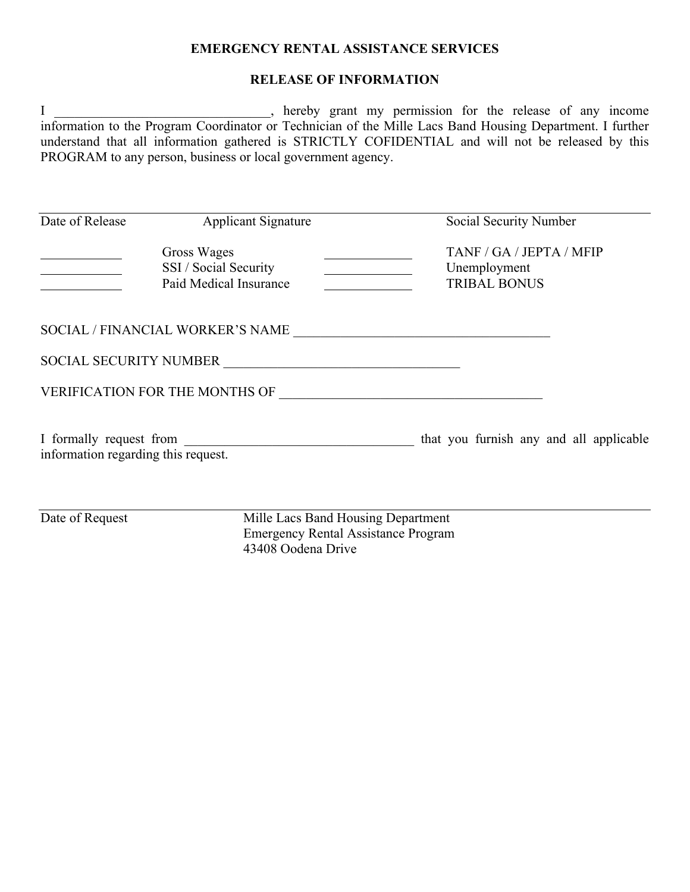**EMERGENCY RENTAL ASSISTANCE SERVICES**

**RELEASE OF INFORMATION**

I ______________________________, hereby grant my permission for the release of any income information to the Program Coordinator or Technician of the Mille Lacs Band Housing Department. I further understand that all information gathered is STRICTLY COFIDENTIAL and will not be released by this PROGRAM to any person, business or local government agency.

_____________________________________________________________________________

Date of Release          Applicant Signature          Social Security Number

| | | | |
|---|---|---|---|
| ___________ | Gross Wages | ___________ | TANF / GA / JEPTA / MFIP |
| ___________ | SSI / Social Security | ___________ | Unemployment |
| ___________ | Paid Medical Insurance | ___________ | TRIBAL BONUS |

SOCIAL / FINANCIAL WORKER'S NAME ______________________________________

SOCIAL SECURITY NUMBER ___________________________________

VERIFICATION FOR THE MONTHS OF ______________________________________

I formally request from ___________________________________ that you furnish any and all applicable information regarding this request.

_____________________________________________________________________________

Date of Request          Mille Lacs Band Housing Department
Emergency Rental Assistance Program
43408 Oodena Drive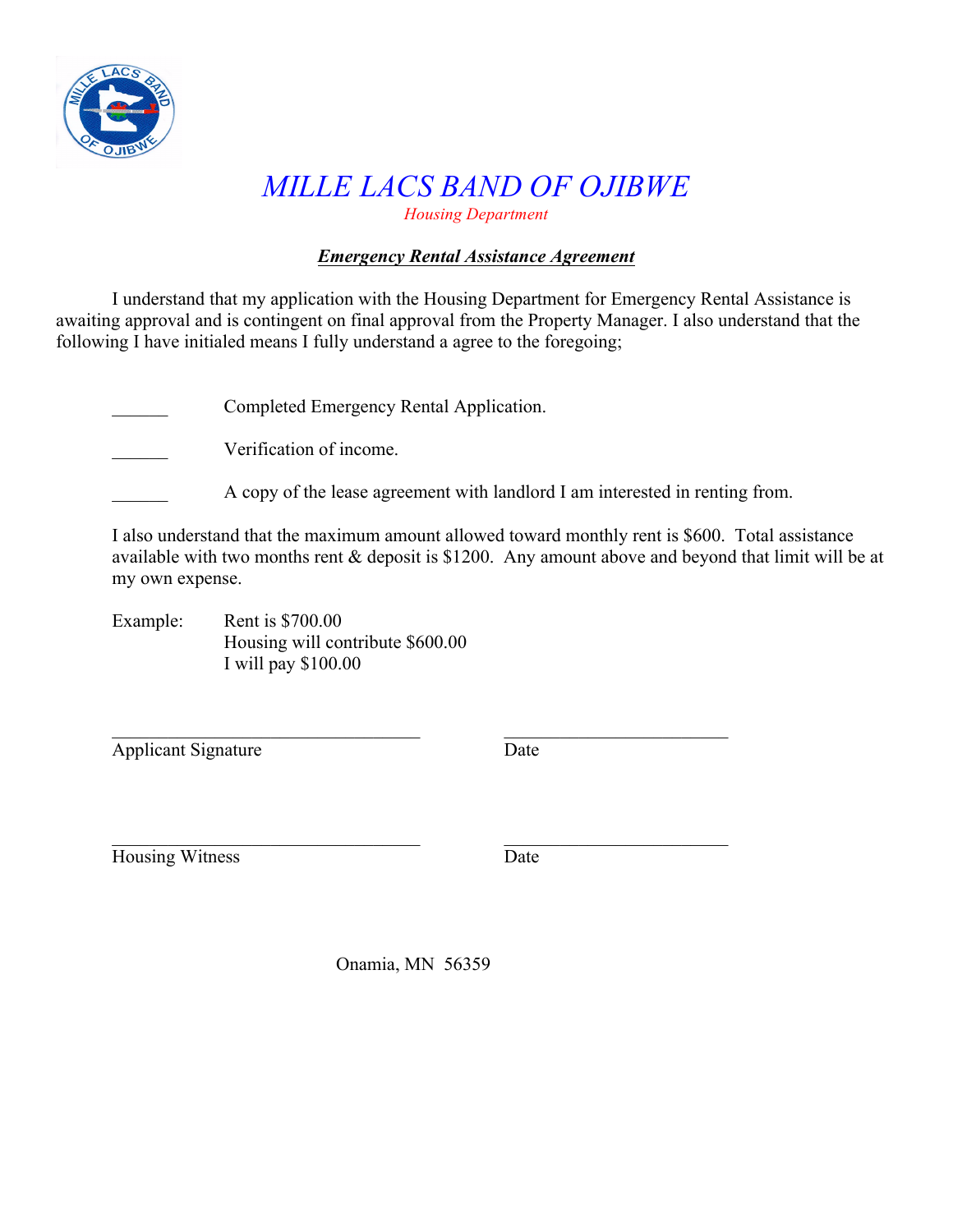# *MILLE LACS BAND OF OJIBWE*

*Housing Department*

***Emergency Rental Assistance Agreement***

I understand that my application with the Housing Department for Emergency Rental Assistance is awaiting approval and is contingent on final approval from the Property Manager. I also understand that the following I have initialed means I fully understand a agree to the foregoing;

______ Completed Emergency Rental Application.

______ Verification of income.

______ A copy of the lease agreement with landlord I am interested in renting from.

I also understand that the maximum amount allowed toward monthly rent is $600. Total assistance available with two months rent & deposit is $1200. Any amount above and beyond that limit will be at my own expense.

Example: Rent is $700.00
Housing will contribute $600.00
I will pay $100.00

_________________________________ ________________________
Applicant Signature Date

_________________________________ ________________________
Housing Witness Date

Onamia, MN 56359